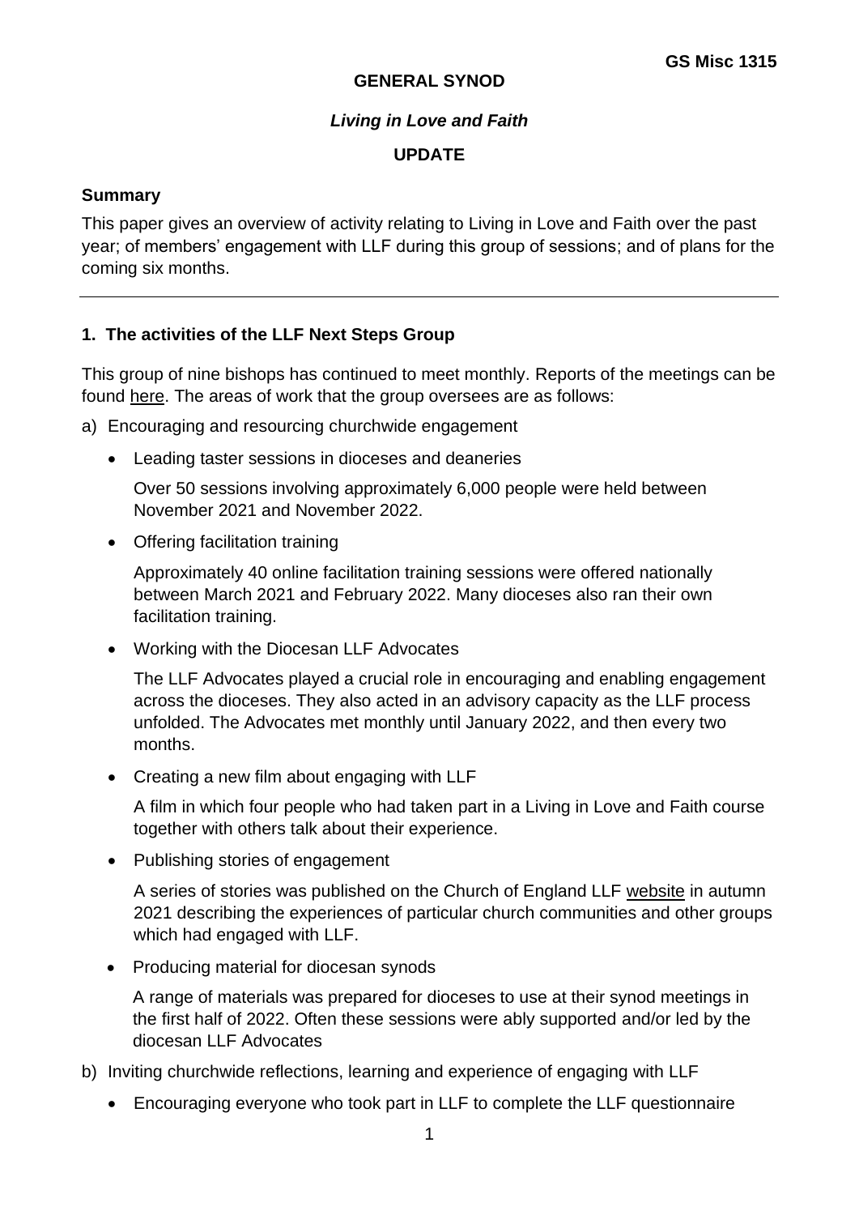**GS Misc 1315**

**GENERAL SYNOD**

***Living in Love and Faith***

**UPDATE**

**Summary**

This paper gives an overview of activity relating to Living in Love and Faith over the past year; of members' engagement with LLF during this group of sessions; and of plans for the coming six months.

---

## 1. The activities of the LLF Next Steps Group

This group of nine bishops has continued to meet monthly. Reports of the meetings can be found here. The areas of work that the group oversees are as follows:

a) Encouraging and resourcing churchwide engagement

- Leading taster sessions in dioceses and deaneries

  Over 50 sessions involving approximately 6,000 people were held between November 2021 and November 2022.

- Offering facilitation training

  Approximately 40 online facilitation training sessions were offered nationally between March 2021 and February 2022. Many dioceses also ran their own facilitation training.

- Working with the Diocesan LLF Advocates

  The LLF Advocates played a crucial role in encouraging and enabling engagement across the dioceses. They also acted in an advisory capacity as the LLF process unfolded. The Advocates met monthly until January 2022, and then every two months.

- Creating a new film about engaging with LLF

  A film in which four people who had taken part in a Living in Love and Faith course together with others talk about their experience.

- Publishing stories of engagement

  A series of stories was published on the Church of England LLF website in autumn 2021 describing the experiences of particular church communities and other groups which had engaged with LLF.

- Producing material for diocesan synods

  A range of materials was prepared for dioceses to use at their synod meetings in the first half of 2022. Often these sessions were ably supported and/or led by the diocesan LLF Advocates

b) Inviting churchwide reflections, learning and experience of engaging with LLF

- Encouraging everyone who took part in LLF to complete the LLF questionnaire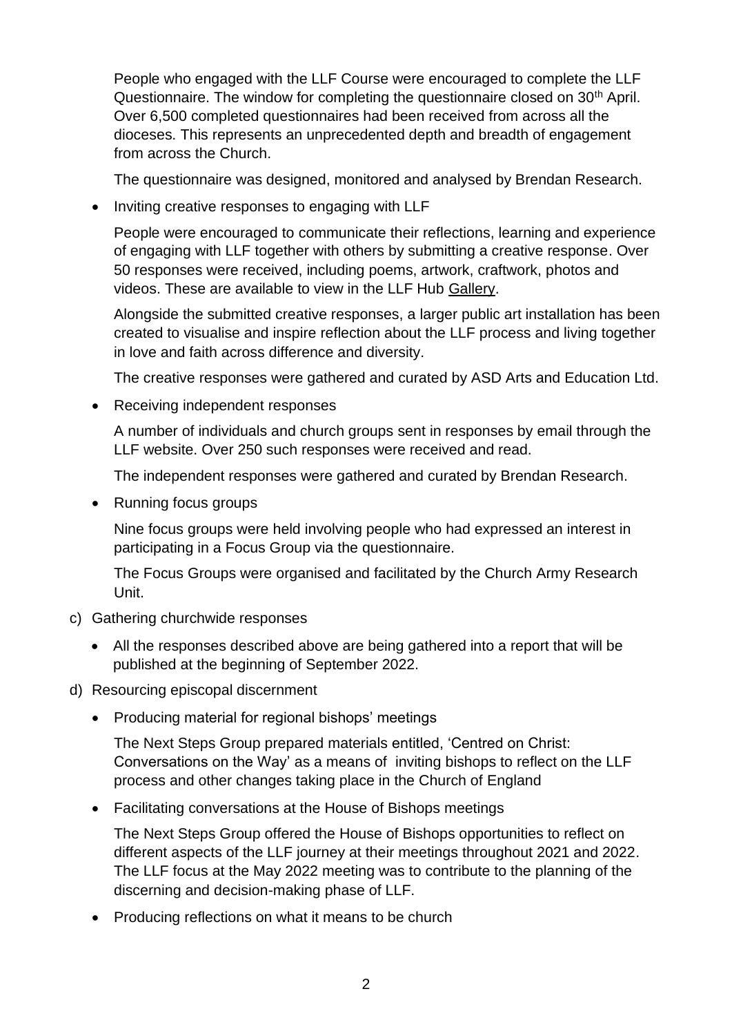People who engaged with the LLF Course were encouraged to complete the LLF Questionnaire. The window for completing the questionnaire closed on 30th April. Over 6,500 completed questionnaires had been received from across all the dioceses. This represents an unprecedented depth and breadth of engagement from across the Church.

The questionnaire was designed, monitored and analysed by Brendan Research.

- Inviting creative responses to engaging with LLF

  People were encouraged to communicate their reflections, learning and experience of engaging with LLF together with others by submitting a creative response. Over 50 responses were received, including poems, artwork, craftwork, photos and videos. These are available to view in the LLF Hub Gallery.

  Alongside the submitted creative responses, a larger public art installation has been created to visualise and inspire reflection about the LLF process and living together in love and faith across difference and diversity.

  The creative responses were gathered and curated by ASD Arts and Education Ltd.

- Receiving independent responses

  A number of individuals and church groups sent in responses by email through the LLF website. Over 250 such responses were received and read.

  The independent responses were gathered and curated by Brendan Research.

- Running focus groups

  Nine focus groups were held involving people who had expressed an interest in participating in a Focus Group via the questionnaire.

  The Focus Groups were organised and facilitated by the Church Army Research Unit.

c) Gathering churchwide responses

- All the responses described above are being gathered into a report that will be published at the beginning of September 2022.

d) Resourcing episcopal discernment

- Producing material for regional bishops' meetings

  The Next Steps Group prepared materials entitled, 'Centred on Christ: Conversations on the Way' as a means of inviting bishops to reflect on the LLF process and other changes taking place in the Church of England

- Facilitating conversations at the House of Bishops meetings

  The Next Steps Group offered the House of Bishops opportunities to reflect on different aspects of the LLF journey at their meetings throughout 2021 and 2022. The LLF focus at the May 2022 meeting was to contribute to the planning of the discerning and decision-making phase of LLF.

- Producing reflections on what it means to be church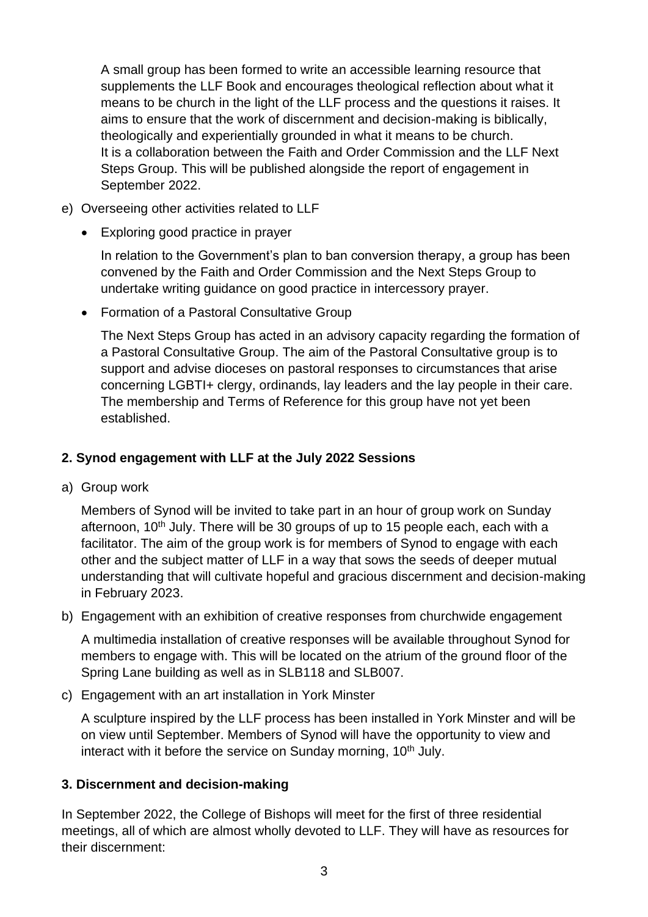A small group has been formed to write an accessible learning resource that supplements the LLF Book and encourages theological reflection about what it means to be church in the light of the LLF process and the questions it raises. It aims to ensure that the work of discernment and decision-making is biblically, theologically and experientially grounded in what it means to be church. It is a collaboration between the Faith and Order Commission and the LLF Next Steps Group. This will be published alongside the report of engagement in September 2022.

e) Overseeing other activities related to LLF

- Exploring good practice in prayer

  In relation to the Government's plan to ban conversion therapy, a group has been convened by the Faith and Order Commission and the Next Steps Group to undertake writing guidance on good practice in intercessory prayer.

- Formation of a Pastoral Consultative Group

  The Next Steps Group has acted in an advisory capacity regarding the formation of a Pastoral Consultative Group. The aim of the Pastoral Consultative group is to support and advise dioceses on pastoral responses to circumstances that arise concerning LGBTI+ clergy, ordinands, lay leaders and the lay people in their care. The membership and Terms of Reference for this group have not yet been established.

## 2. Synod engagement with LLF at the July 2022 Sessions

a) Group work

   Members of Synod will be invited to take part in an hour of group work on Sunday afternoon, 10th July. There will be 30 groups of up to 15 people each, each with a facilitator. The aim of the group work is for members of Synod to engage with each other and the subject matter of LLF in a way that sows the seeds of deeper mutual understanding that will cultivate hopeful and gracious discernment and decision-making in February 2023.

b) Engagement with an exhibition of creative responses from churchwide engagement

   A multimedia installation of creative responses will be available throughout Synod for members to engage with. This will be located on the atrium of the ground floor of the Spring Lane building as well as in SLB118 and SLB007.

c) Engagement with an art installation in York Minster

   A sculpture inspired by the LLF process has been installed in York Minster and will be on view until September. Members of Synod will have the opportunity to view and interact with it before the service on Sunday morning, 10th July.

## 3. Discernment and decision-making

In September 2022, the College of Bishops will meet for the first of three residential meetings, all of which are almost wholly devoted to LLF. They will have as resources for their discernment: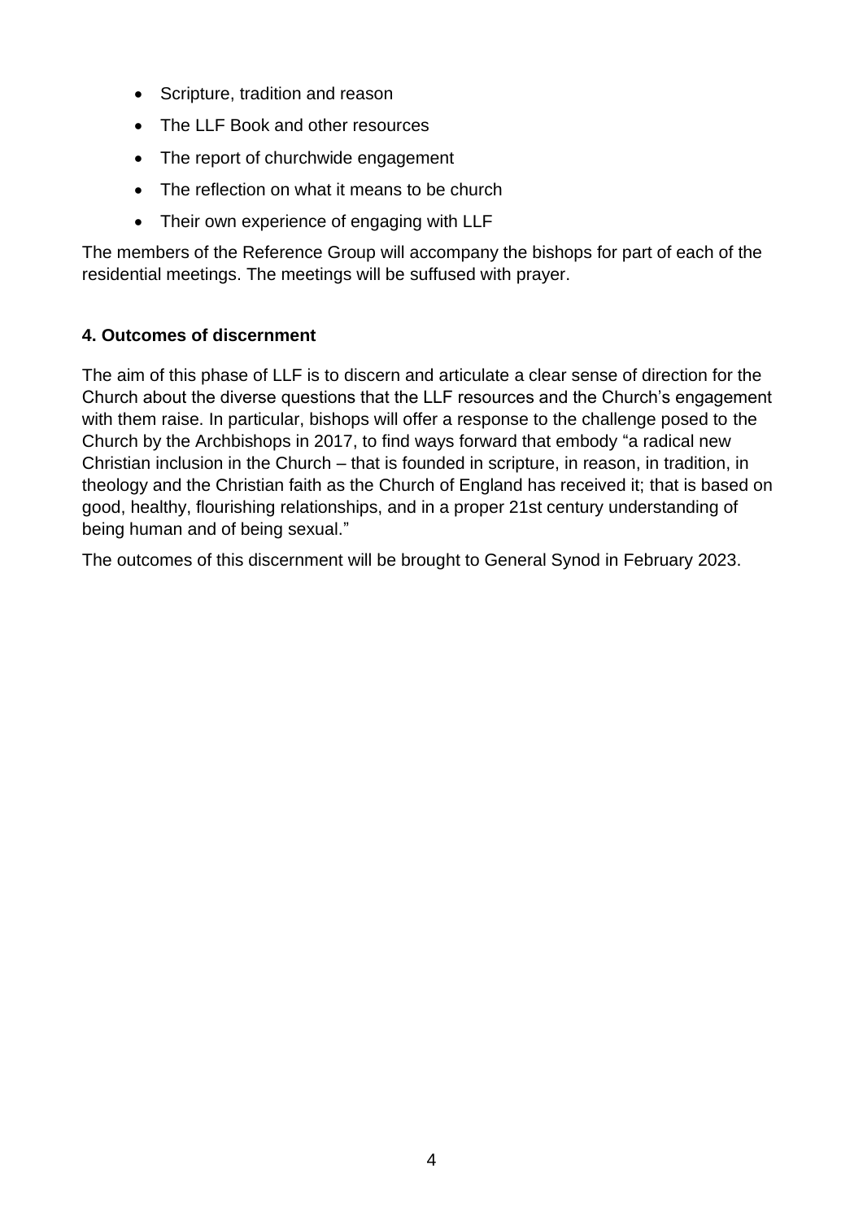- Scripture, tradition and reason
- The LLF Book and other resources
- The report of churchwide engagement
- The reflection on what it means to be church
- Their own experience of engaging with LLF

The members of the Reference Group will accompany the bishops for part of each of the residential meetings. The meetings will be suffused with prayer.

### 4. Outcomes of discernment

The aim of this phase of LLF is to discern and articulate a clear sense of direction for the Church about the diverse questions that the LLF resources and the Church's engagement with them raise. In particular, bishops will offer a response to the challenge posed to the Church by the Archbishops in 2017, to find ways forward that embody "a radical new Christian inclusion in the Church – that is founded in scripture, in reason, in tradition, in theology and the Christian faith as the Church of England has received it; that is based on good, healthy, flourishing relationships, and in a proper 21st century understanding of being human and of being sexual."

The outcomes of this discernment will be brought to General Synod in February 2023.